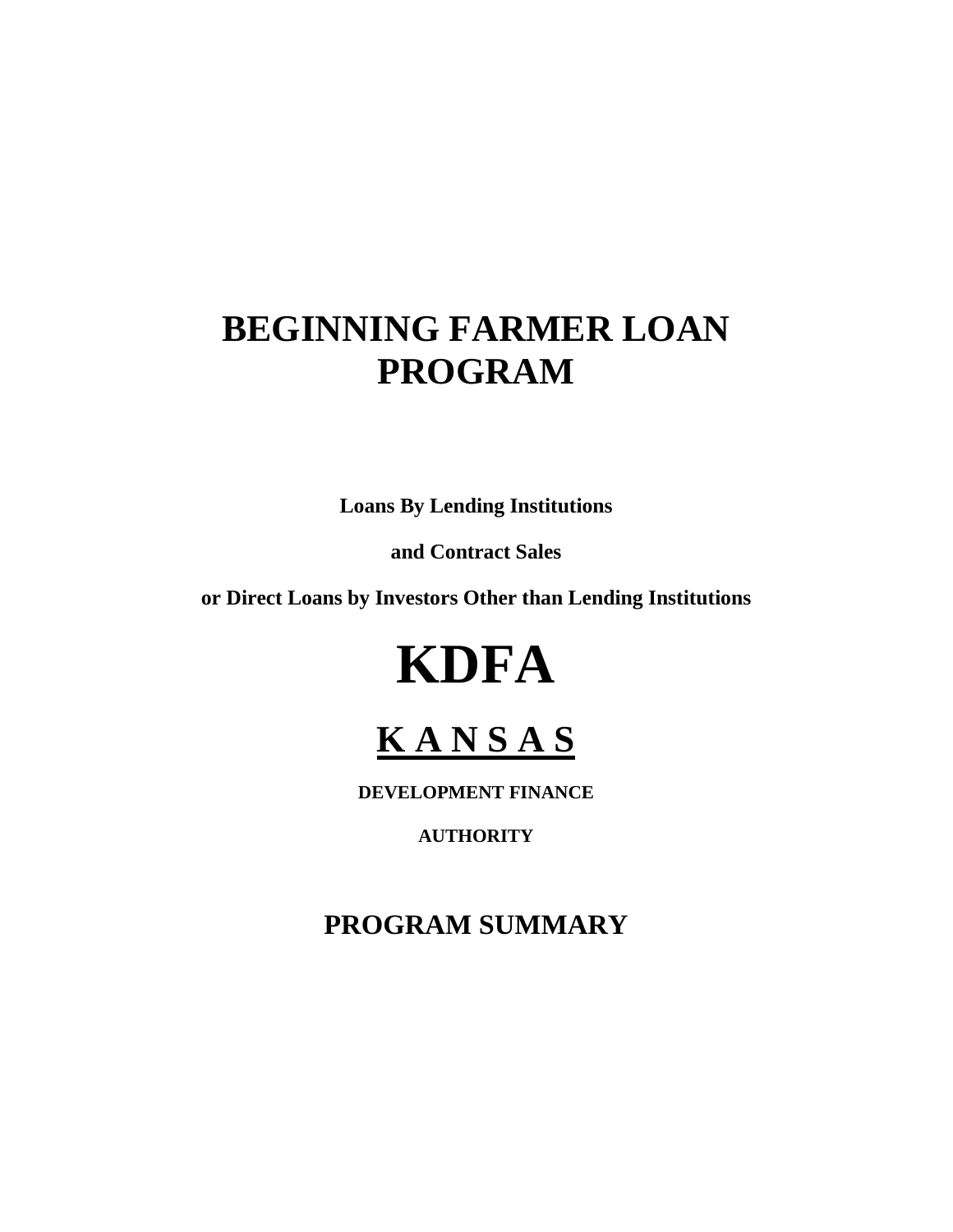# BEGINNING FARMER LOAN PROGRAM

**Loans By Lending Institutions**

**and Contract Sales**

**or Direct Loans by Investors Other than Lending Institutions**

# KDFA

## K A N S A S

**DEVELOPMENT FINANCE**

**AUTHORITY**

## PROGRAM SUMMARY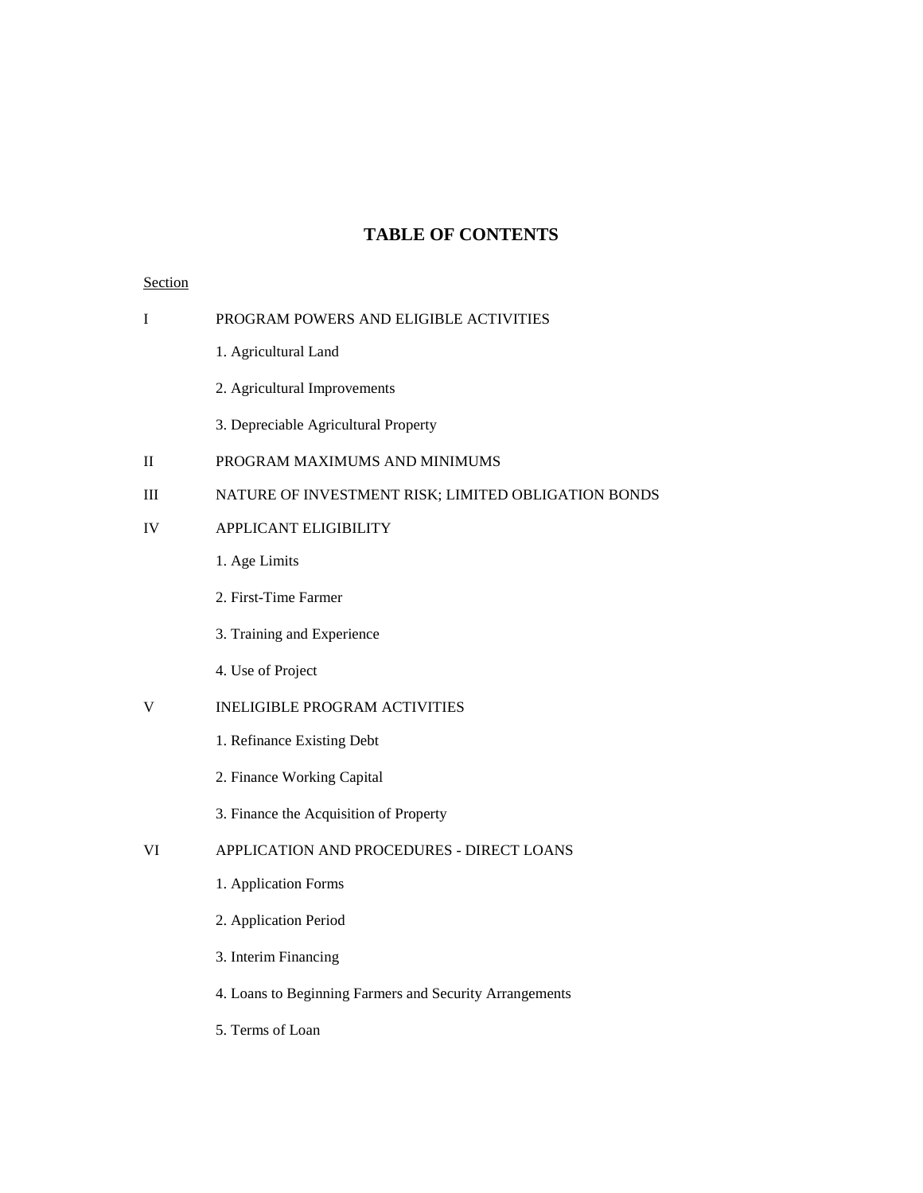# TABLE OF CONTENTS

Section

I PROGRAM POWERS AND ELIGIBLE ACTIVITIES

1. Agricultural Land
2. Agricultural Improvements
3. Depreciable Agricultural Property

II PROGRAM MAXIMUMS AND MINIMUMS

III NATURE OF INVESTMENT RISK; LIMITED OBLIGATION BONDS

IV APPLICANT ELIGIBILITY

1. Age Limits
2. First-Time Farmer
3. Training and Experience
4. Use of Project

V INELIGIBLE PROGRAM ACTIVITIES

1. Refinance Existing Debt
2. Finance Working Capital
3. Finance the Acquisition of Property

VI APPLICATION AND PROCEDURES - DIRECT LOANS

1. Application Forms
2. Application Period
3. Interim Financing
4. Loans to Beginning Farmers and Security Arrangements
5. Terms of Loan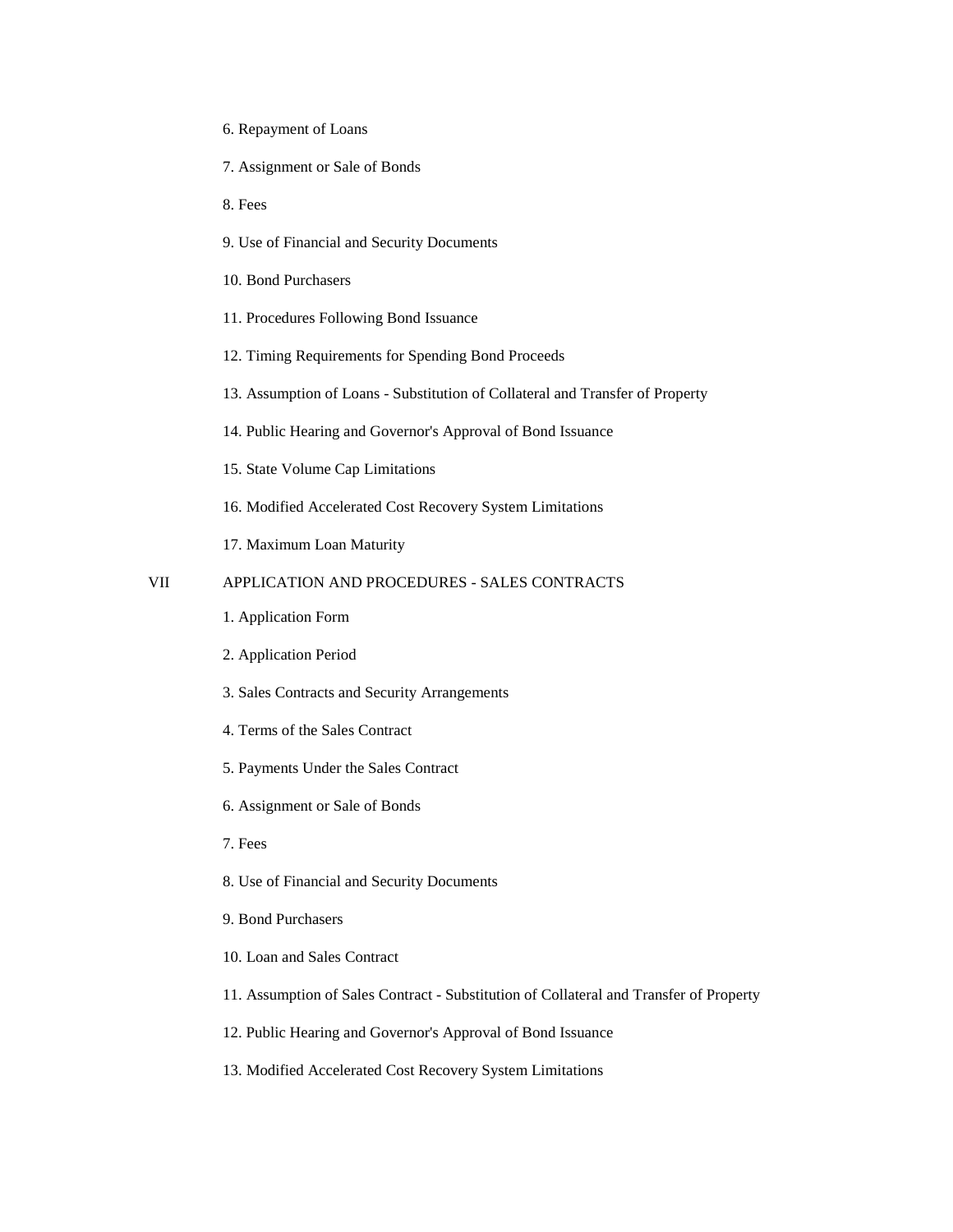6. Repayment of Loans

7. Assignment or Sale of Bonds

8. Fees

9. Use of Financial and Security Documents

10. Bond Purchasers

11. Procedures Following Bond Issuance

12. Timing Requirements for Spending Bond Proceeds

13. Assumption of Loans - Substitution of Collateral and Transfer of Property

14. Public Hearing and Governor's Approval of Bond Issuance

15. State Volume Cap Limitations

16. Modified Accelerated Cost Recovery System Limitations

17. Maximum Loan Maturity

VII APPLICATION AND PROCEDURES - SALES CONTRACTS

1. Application Form

2. Application Period

3. Sales Contracts and Security Arrangements

4. Terms of the Sales Contract

5. Payments Under the Sales Contract

6. Assignment or Sale of Bonds

7. Fees

8. Use of Financial and Security Documents

9. Bond Purchasers

10. Loan and Sales Contract

11. Assumption of Sales Contract - Substitution of Collateral and Transfer of Property

12. Public Hearing and Governor's Approval of Bond Issuance

13. Modified Accelerated Cost Recovery System Limitations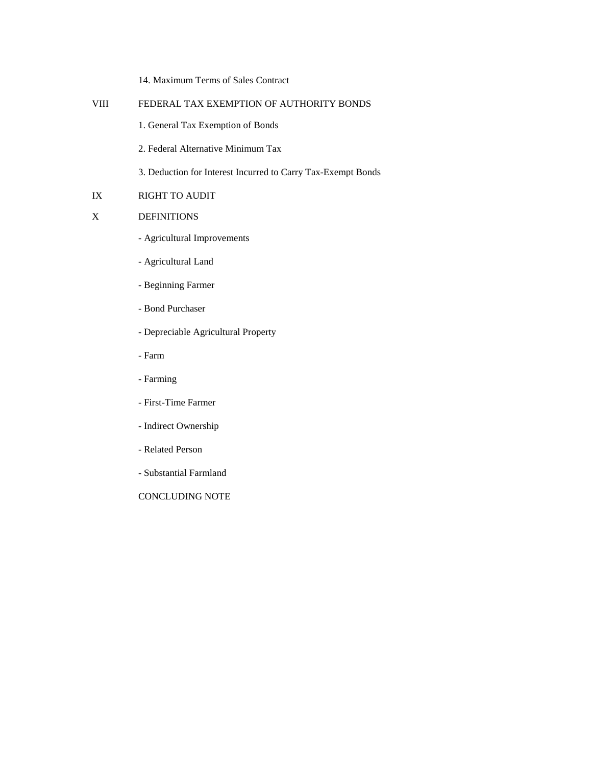14. Maximum Terms of Sales Contract

VIII FEDERAL TAX EXEMPTION OF AUTHORITY BONDS

1. General Tax Exemption of Bonds

2. Federal Alternative Minimum Tax

3. Deduction for Interest Incurred to Carry Tax-Exempt Bonds

IX RIGHT TO AUDIT

X DEFINITIONS

- Agricultural Improvements
- Agricultural Land
- Beginning Farmer
- Bond Purchaser
- Depreciable Agricultural Property
- Farm
- Farming
- First-Time Farmer
- Indirect Ownership
- Related Person
- Substantial Farmland

CONCLUDING NOTE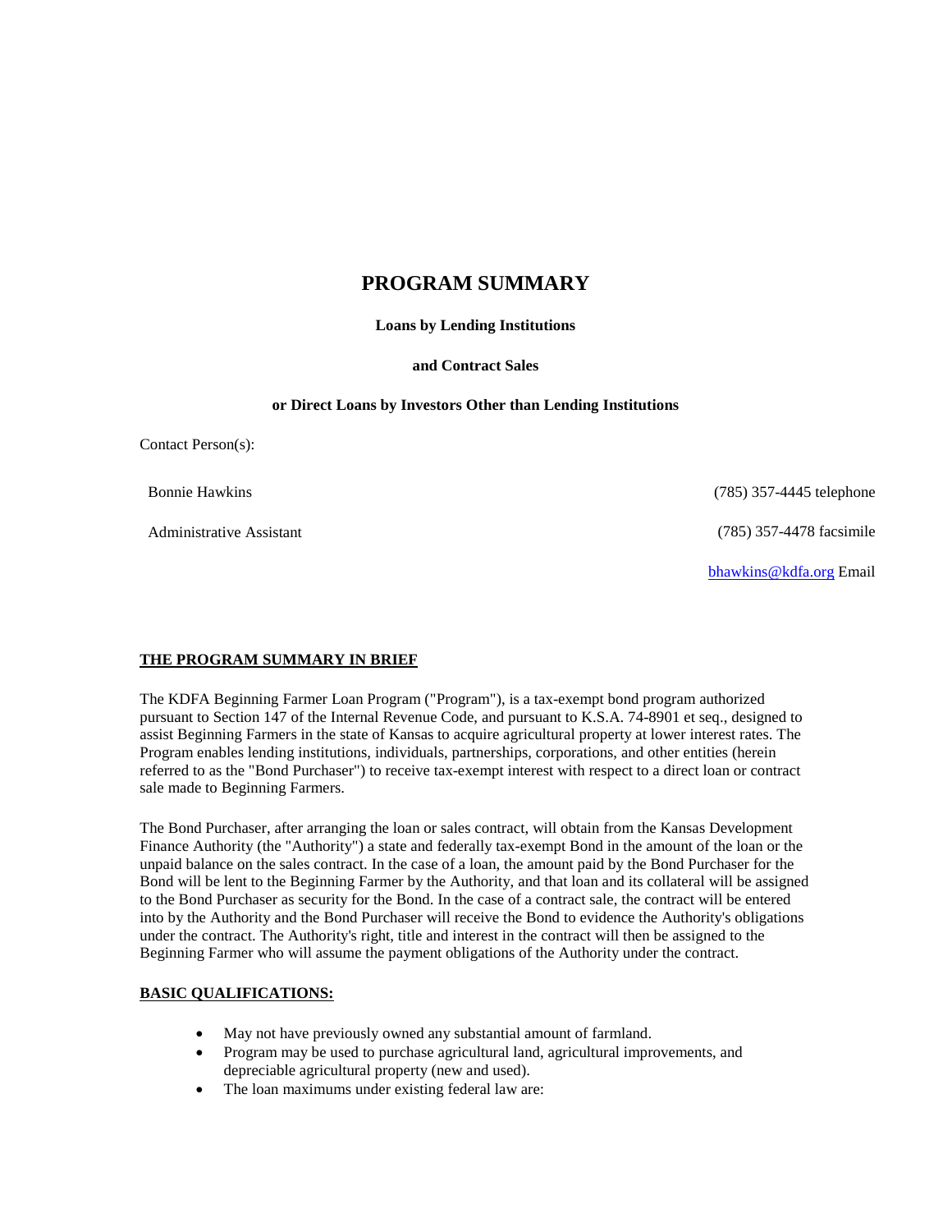# PROGRAM SUMMARY

**Loans by Lending Institutions**

**and Contract Sales**

**or Direct Loans by Investors Other than Lending Institutions**

Contact Person(s):

| | |
|---|---|
| Bonnie Hawkins | (785) 357-4445 telephone |
| Administrative Assistant | (785) 357-4478 facsimile |
| | bhawkins@kdfa.org Email |

## THE PROGRAM SUMMARY IN BRIEF

The KDFA Beginning Farmer Loan Program ("Program"), is a tax-exempt bond program authorized pursuant to Section 147 of the Internal Revenue Code, and pursuant to K.S.A. 74-8901 et seq., designed to assist Beginning Farmers in the state of Kansas to acquire agricultural property at lower interest rates. The Program enables lending institutions, individuals, partnerships, corporations, and other entities (herein referred to as the "Bond Purchaser") to receive tax-exempt interest with respect to a direct loan or contract sale made to Beginning Farmers.

The Bond Purchaser, after arranging the loan or sales contract, will obtain from the Kansas Development Finance Authority (the "Authority") a state and federally tax-exempt Bond in the amount of the loan or the unpaid balance on the sales contract. In the case of a loan, the amount paid by the Bond Purchaser for the Bond will be lent to the Beginning Farmer by the Authority, and that loan and its collateral will be assigned to the Bond Purchaser as security for the Bond. In the case of a contract sale, the contract will be entered into by the Authority and the Bond Purchaser will receive the Bond to evidence the Authority's obligations under the contract. The Authority's right, title and interest in the contract will then be assigned to the Beginning Farmer who will assume the payment obligations of the Authority under the contract.

## BASIC QUALIFICATIONS:

- May not have previously owned any substantial amount of farmland.
- Program may be used to purchase agricultural land, agricultural improvements, and depreciable agricultural property (new and used).
- The loan maximums under existing federal law are: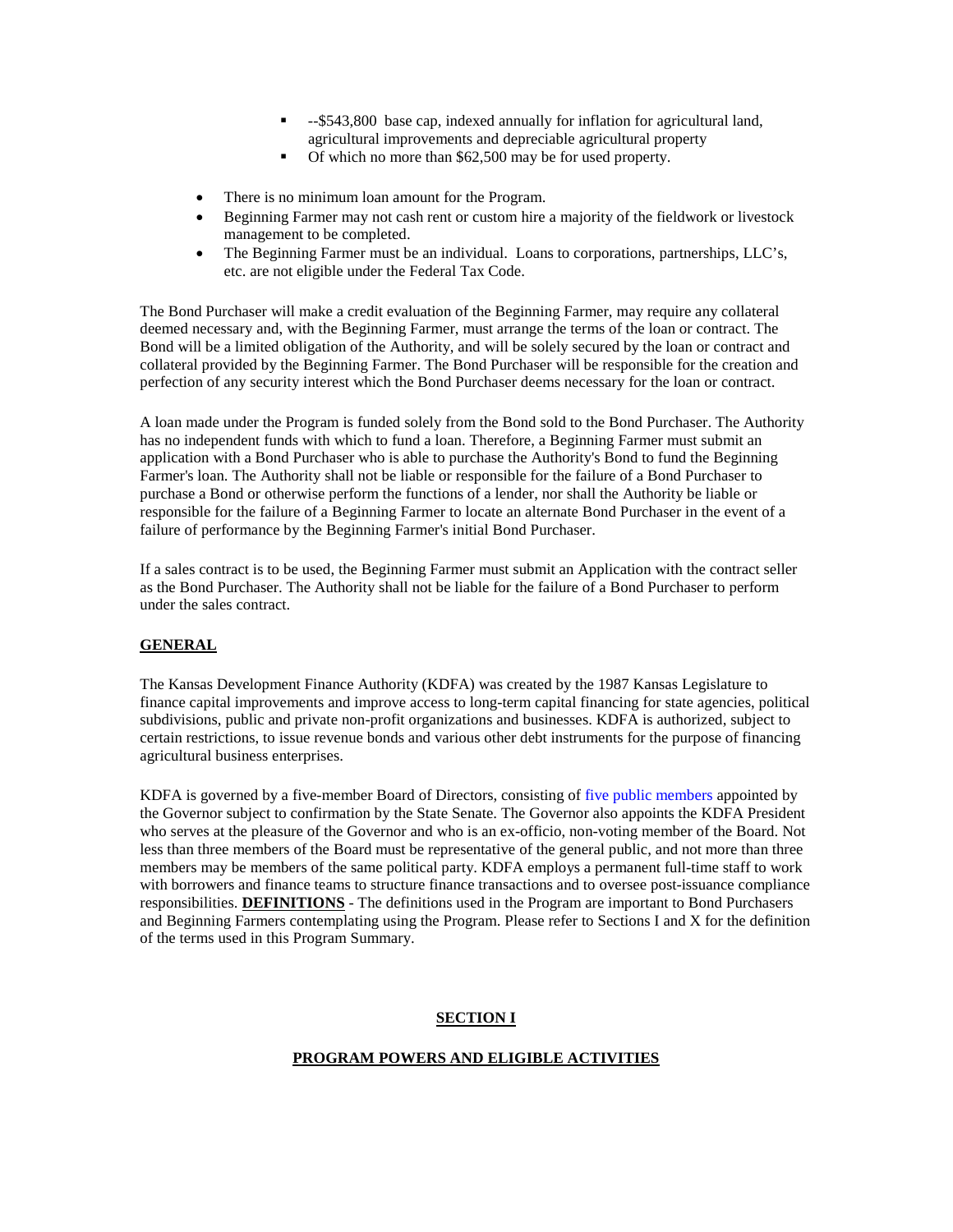- --$543,800 base cap, indexed annually for inflation for agricultural land, agricultural improvements and depreciable agricultural property
    - Of which no more than $62,500 may be for used property.

- There is no minimum loan amount for the Program.
- Beginning Farmer may not cash rent or custom hire a majority of the fieldwork or livestock management to be completed.
- The Beginning Farmer must be an individual. Loans to corporations, partnerships, LLC's, etc. are not eligible under the Federal Tax Code.

The Bond Purchaser will make a credit evaluation of the Beginning Farmer, may require any collateral deemed necessary and, with the Beginning Farmer, must arrange the terms of the loan or contract. The Bond will be a limited obligation of the Authority, and will be solely secured by the loan or contract and collateral provided by the Beginning Farmer. The Bond Purchaser will be responsible for the creation and perfection of any security interest which the Bond Purchaser deems necessary for the loan or contract.

A loan made under the Program is funded solely from the Bond sold to the Bond Purchaser. The Authority has no independent funds with which to fund a loan. Therefore, a Beginning Farmer must submit an application with a Bond Purchaser who is able to purchase the Authority's Bond to fund the Beginning Farmer's loan. The Authority shall not be liable or responsible for the failure of a Bond Purchaser to purchase a Bond or otherwise perform the functions of a lender, nor shall the Authority be liable or responsible for the failure of a Beginning Farmer to locate an alternate Bond Purchaser in the event of a failure of performance by the Beginning Farmer's initial Bond Purchaser.

If a sales contract is to be used, the Beginning Farmer must submit an Application with the contract seller as the Bond Purchaser. The Authority shall not be liable for the failure of a Bond Purchaser to perform under the sales contract.

## GENERAL

The Kansas Development Finance Authority (KDFA) was created by the 1987 Kansas Legislature to finance capital improvements and improve access to long-term capital financing for state agencies, political subdivisions, public and private non-profit organizations and businesses. KDFA is authorized, subject to certain restrictions, to issue revenue bonds and various other debt instruments for the purpose of financing agricultural business enterprises.

KDFA is governed by a five-member Board of Directors, consisting of five public members appointed by the Governor subject to confirmation by the State Senate. The Governor also appoints the KDFA President who serves at the pleasure of the Governor and who is an ex-officio, non-voting member of the Board. Not less than three members of the Board must be representative of the general public, and not more than three members may be members of the same political party. KDFA employs a permanent full-time staff to work with borrowers and finance teams to structure finance transactions and to oversee post-issuance compliance responsibilities. **DEFINITIONS** - The definitions used in the Program are important to Bond Purchasers and Beginning Farmers contemplating using the Program. Please refer to Sections I and X for the definition of the terms used in this Program Summary.

## SECTION I

## PROGRAM POWERS AND ELIGIBLE ACTIVITIES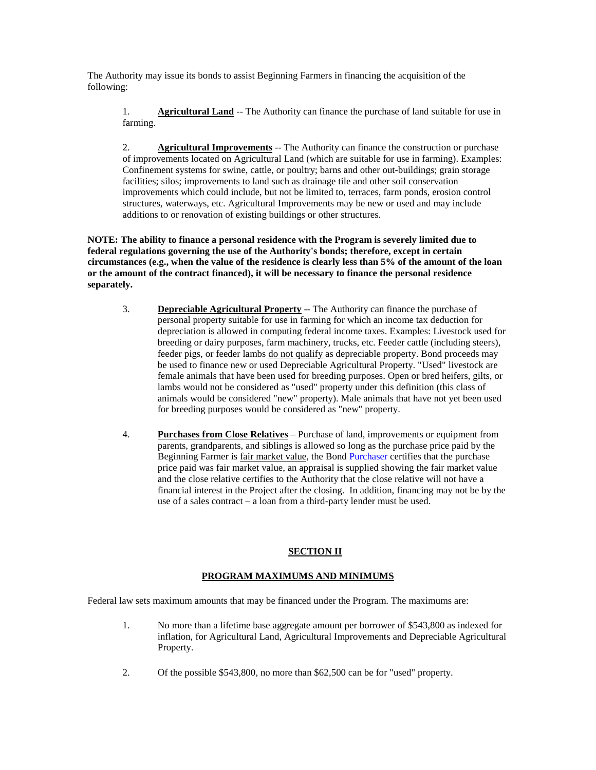The Authority may issue its bonds to assist Beginning Farmers in financing the acquisition of the following:

1. **Agricultural Land** -- The Authority can finance the purchase of land suitable for use in farming.

2. **Agricultural Improvements** -- The Authority can finance the construction or purchase of improvements located on Agricultural Land (which are suitable for use in farming). Examples: Confinement systems for swine, cattle, or poultry; barns and other out-buildings; grain storage facilities; silos; improvements to land such as drainage tile and other soil conservation improvements which could include, but not be limited to, terraces, farm ponds, erosion control structures, waterways, etc. Agricultural Improvements may be new or used and may include additions to or renovation of existing buildings or other structures.

**NOTE: The ability to finance a personal residence with the Program is severely limited due to federal regulations governing the use of the Authority's bonds; therefore, except in certain circumstances (e.g., when the value of the residence is clearly less than 5% of the amount of the loan or the amount of the contract financed), it will be necessary to finance the personal residence separately.**

3. **Depreciable Agricultural Property** -- The Authority can finance the purchase of personal property suitable for use in farming for which an income tax deduction for depreciation is allowed in computing federal income taxes. Examples: Livestock used for breeding or dairy purposes, farm machinery, trucks, etc. Feeder cattle (including steers), feeder pigs, or feeder lambs do not qualify as depreciable property. Bond proceeds may be used to finance new or used Depreciable Agricultural Property. "Used" livestock are female animals that have been used for breeding purposes. Open or bred heifers, gilts, or lambs would not be considered as "used" property under this definition (this class of animals would be considered "new" property). Male animals that have not yet been used for breeding purposes would be considered as "new" property.

4. **Purchases from Close Relatives** – Purchase of land, improvements or equipment from parents, grandparents, and siblings is allowed so long as the purchase price paid by the Beginning Farmer is fair market value, the Bond Purchaser certifies that the purchase price paid was fair market value, an appraisal is supplied showing the fair market value and the close relative certifies to the Authority that the close relative will not have a financial interest in the Project after the closing. In addition, financing may not be by the use of a sales contract – a loan from a third-party lender must be used.

## SECTION II

## PROGRAM MAXIMUMS AND MINIMUMS

Federal law sets maximum amounts that may be financed under the Program. The maximums are:

1. No more than a lifetime base aggregate amount per borrower of $543,800 as indexed for inflation, for Agricultural Land, Agricultural Improvements and Depreciable Agricultural Property.

2. Of the possible $543,800, no more than $62,500 can be for "used" property.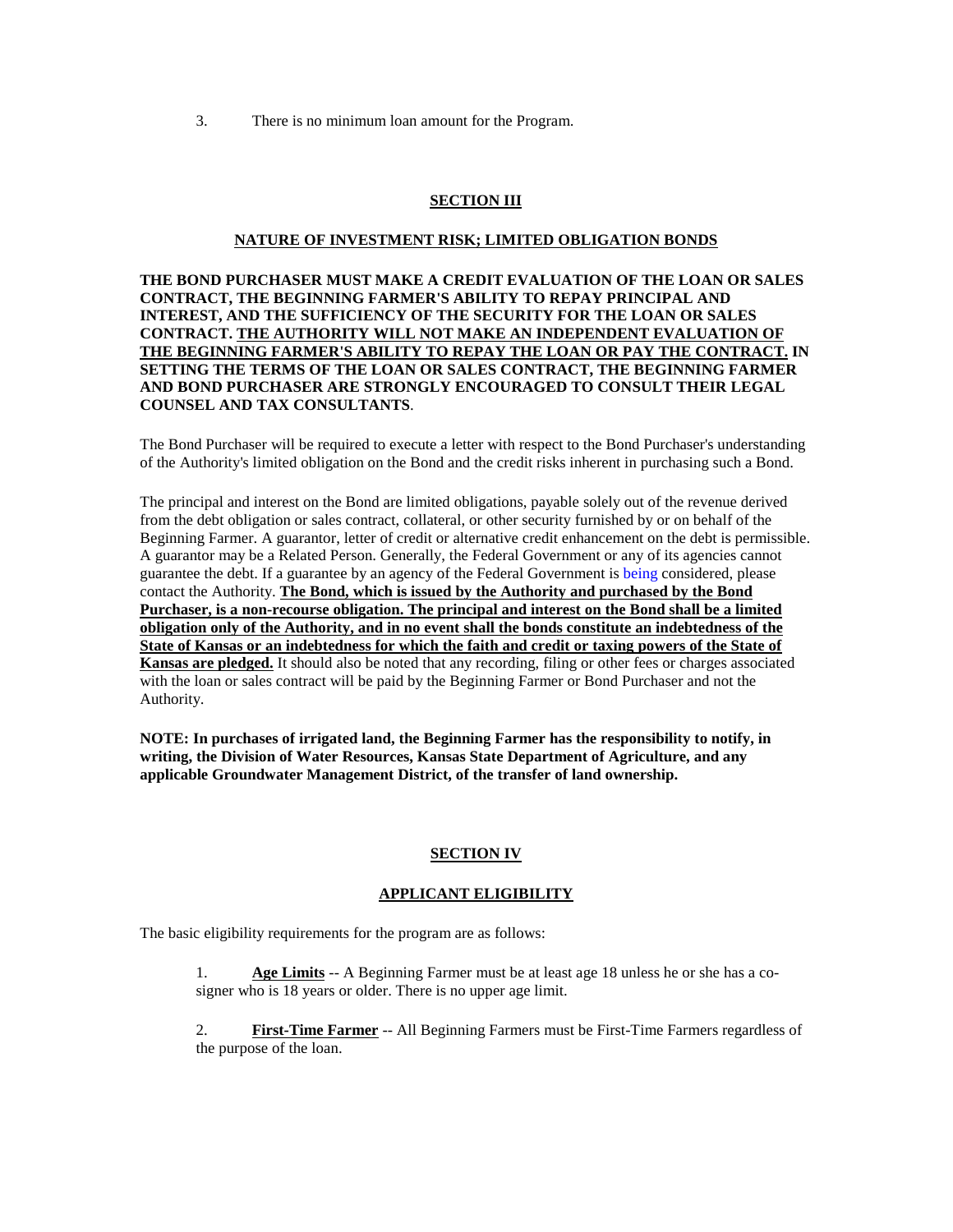3. There is no minimum loan amount for the Program.

## SECTION III

## NATURE OF INVESTMENT RISK; LIMITED OBLIGATION BONDS

**THE BOND PURCHASER MUST MAKE A CREDIT EVALUATION OF THE LOAN OR SALES CONTRACT, THE BEGINNING FARMER'S ABILITY TO REPAY PRINCIPAL AND INTEREST, AND THE SUFFICIENCY OF THE SECURITY FOR THE LOAN OR SALES CONTRACT. THE AUTHORITY WILL NOT MAKE AN INDEPENDENT EVALUATION OF THE BEGINNING FARMER'S ABILITY TO REPAY THE LOAN OR PAY THE CONTRACT. IN SETTING THE TERMS OF THE LOAN OR SALES CONTRACT, THE BEGINNING FARMER AND BOND PURCHASER ARE STRONGLY ENCOURAGED TO CONSULT THEIR LEGAL COUNSEL AND TAX CONSULTANTS**.

The Bond Purchaser will be required to execute a letter with respect to the Bond Purchaser's understanding of the Authority's limited obligation on the Bond and the credit risks inherent in purchasing such a Bond.

The principal and interest on the Bond are limited obligations, payable solely out of the revenue derived from the debt obligation or sales contract, collateral, or other security furnished by or on behalf of the Beginning Farmer. A guarantor, letter of credit or alternative credit enhancement on the debt is permissible. A guarantor may be a Related Person. Generally, the Federal Government or any of its agencies cannot guarantee the debt. If a guarantee by an agency of the Federal Government is being considered, please contact the Authority. **The Bond, which is issued by the Authority and purchased by the Bond Purchaser, is a non-recourse obligation. The principal and interest on the Bond shall be a limited obligation only of the Authority, and in no event shall the bonds constitute an indebtedness of the State of Kansas or an indebtedness for which the faith and credit or taxing powers of the State of Kansas are pledged.** It should also be noted that any recording, filing or other fees or charges associated with the loan or sales contract will be paid by the Beginning Farmer or Bond Purchaser and not the Authority.

**NOTE: In purchases of irrigated land, the Beginning Farmer has the responsibility to notify, in writing, the Division of Water Resources, Kansas State Department of Agriculture, and any applicable Groundwater Management District, of the transfer of land ownership.**

## SECTION IV

## APPLICANT ELIGIBILITY

The basic eligibility requirements for the program are as follows:

1. **Age Limits** -- A Beginning Farmer must be at least age 18 unless he or she has a co-signer who is 18 years or older. There is no upper age limit.

2. **First-Time Farmer** -- All Beginning Farmers must be First-Time Farmers regardless of the purpose of the loan.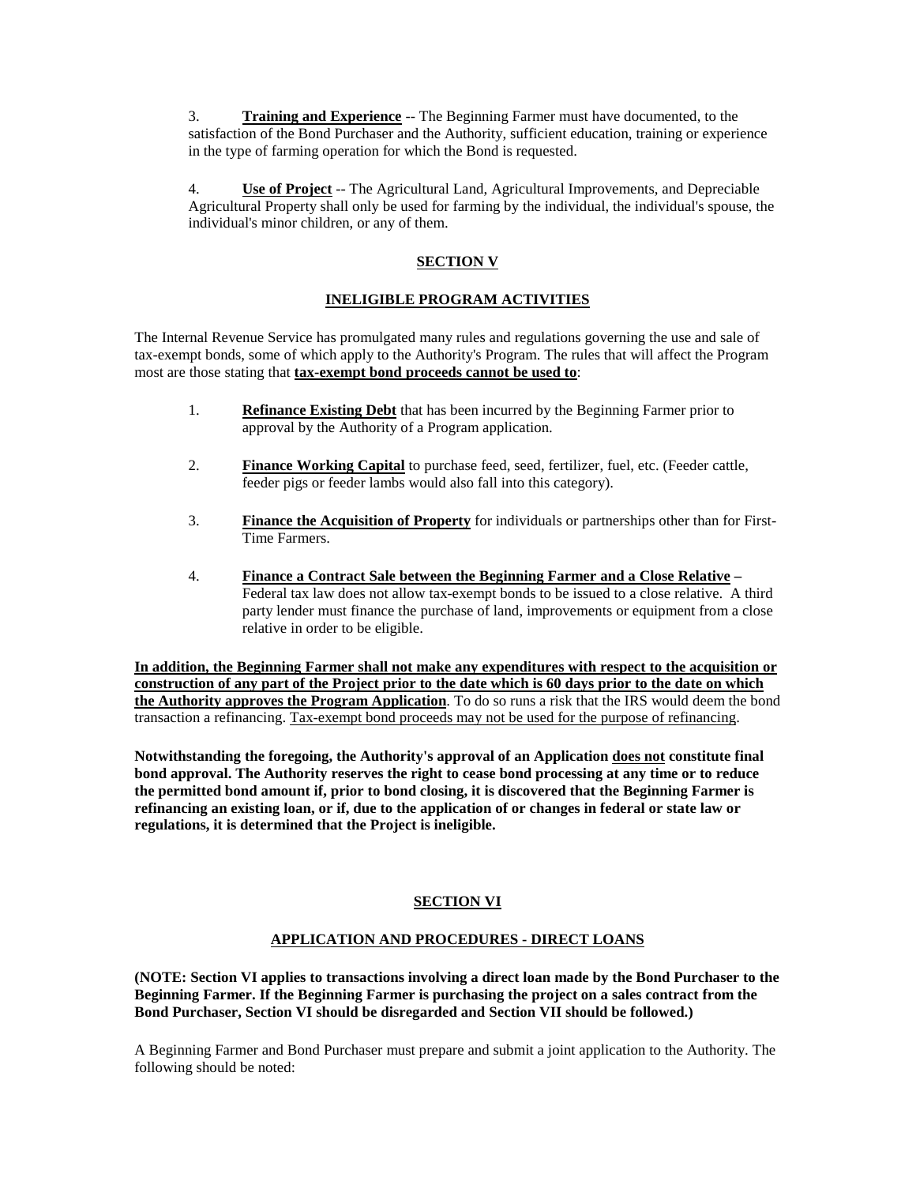3. **Training and Experience** -- The Beginning Farmer must have documented, to the satisfaction of the Bond Purchaser and the Authority, sufficient education, training or experience in the type of farming operation for which the Bond is requested.

4. **Use of Project** -- The Agricultural Land, Agricultural Improvements, and Depreciable Agricultural Property shall only be used for farming by the individual, the individual's spouse, the individual's minor children, or any of them.

## SECTION V

## INELIGIBLE PROGRAM ACTIVITIES

The Internal Revenue Service has promulgated many rules and regulations governing the use and sale of tax-exempt bonds, some of which apply to the Authority's Program. The rules that will affect the Program most are those stating that **tax-exempt bond proceeds cannot be used to**:

1. **Refinance Existing Debt** that has been incurred by the Beginning Farmer prior to approval by the Authority of a Program application.

2. **Finance Working Capital** to purchase feed, seed, fertilizer, fuel, etc. (Feeder cattle, feeder pigs or feeder lambs would also fall into this category).

3. **Finance the Acquisition of Property** for individuals or partnerships other than for First-Time Farmers.

4. **Finance a Contract Sale between the Beginning Farmer and a Close Relative** – Federal tax law does not allow tax-exempt bonds to be issued to a close relative. A third party lender must finance the purchase of land, improvements or equipment from a close relative in order to be eligible.

**In addition, the Beginning Farmer shall not make any expenditures with respect to the acquisition or construction of any part of the Project prior to the date which is 60 days prior to the date on which the Authority approves the Program Application**. To do so runs a risk that the IRS would deem the bond transaction a refinancing. Tax-exempt bond proceeds may not be used for the purpose of refinancing.

**Notwithstanding the foregoing, the Authority's approval of an Application does not constitute final bond approval. The Authority reserves the right to cease bond processing at any time or to reduce the permitted bond amount if, prior to bond closing, it is discovered that the Beginning Farmer is refinancing an existing loan, or if, due to the application of or changes in federal or state law or regulations, it is determined that the Project is ineligible.**

## SECTION VI

## APPLICATION AND PROCEDURES - DIRECT LOANS

**(NOTE: Section VI applies to transactions involving a direct loan made by the Bond Purchaser to the Beginning Farmer. If the Beginning Farmer is purchasing the project on a sales contract from the Bond Purchaser, Section VI should be disregarded and Section VII should be followed.)**

A Beginning Farmer and Bond Purchaser must prepare and submit a joint application to the Authority. The following should be noted: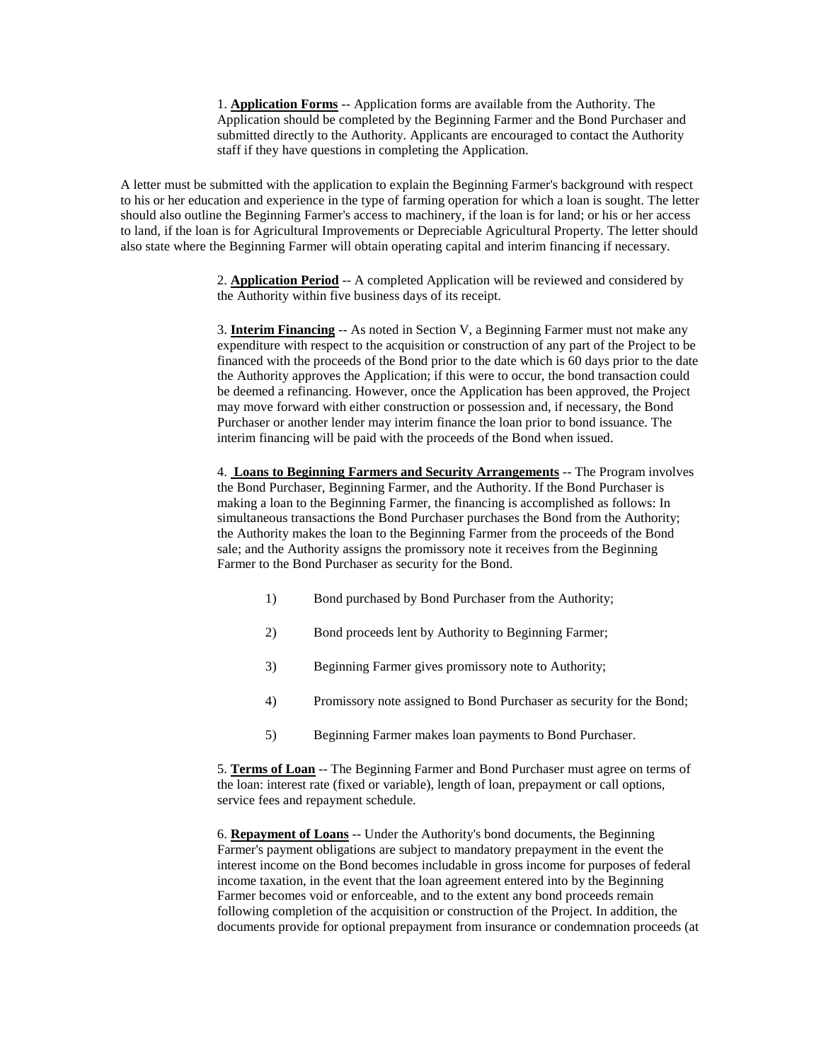1. **Application Forms** -- Application forms are available from the Authority. The Application should be completed by the Beginning Farmer and the Bond Purchaser and submitted directly to the Authority. Applicants are encouraged to contact the Authority staff if they have questions in completing the Application.

A letter must be submitted with the application to explain the Beginning Farmer's background with respect to his or her education and experience in the type of farming operation for which a loan is sought. The letter should also outline the Beginning Farmer's access to machinery, if the loan is for land; or his or her access to land, if the loan is for Agricultural Improvements or Depreciable Agricultural Property. The letter should also state where the Beginning Farmer will obtain operating capital and interim financing if necessary.

2. **Application Period** -- A completed Application will be reviewed and considered by the Authority within five business days of its receipt.

3. **Interim Financing** -- As noted in Section V, a Beginning Farmer must not make any expenditure with respect to the acquisition or construction of any part of the Project to be financed with the proceeds of the Bond prior to the date which is 60 days prior to the date the Authority approves the Application; if this were to occur, the bond transaction could be deemed a refinancing. However, once the Application has been approved, the Project may move forward with either construction or possession and, if necessary, the Bond Purchaser or another lender may interim finance the loan prior to bond issuance. The interim financing will be paid with the proceeds of the Bond when issued.

4. **Loans to Beginning Farmers and Security Arrangements** -- The Program involves the Bond Purchaser, Beginning Farmer, and the Authority. If the Bond Purchaser is making a loan to the Beginning Farmer, the financing is accomplished as follows: In simultaneous transactions the Bond Purchaser purchases the Bond from the Authority; the Authority makes the loan to the Beginning Farmer from the proceeds of the Bond sale; and the Authority assigns the promissory note it receives from the Beginning Farmer to the Bond Purchaser as security for the Bond.

1) Bond purchased by Bond Purchaser from the Authority;

2) Bond proceeds lent by Authority to Beginning Farmer;

3) Beginning Farmer gives promissory note to Authority;

4) Promissory note assigned to Bond Purchaser as security for the Bond;

5) Beginning Farmer makes loan payments to Bond Purchaser.

5. **Terms of Loan** -- The Beginning Farmer and Bond Purchaser must agree on terms of the loan: interest rate (fixed or variable), length of loan, prepayment or call options, service fees and repayment schedule.

6. **Repayment of Loans** -- Under the Authority's bond documents, the Beginning Farmer's payment obligations are subject to mandatory prepayment in the event the interest income on the Bond becomes includable in gross income for purposes of federal income taxation, in the event that the loan agreement entered into by the Beginning Farmer becomes void or enforceable, and to the extent any bond proceeds remain following completion of the acquisition or construction of the Project. In addition, the documents provide for optional prepayment from insurance or condemnation proceeds (at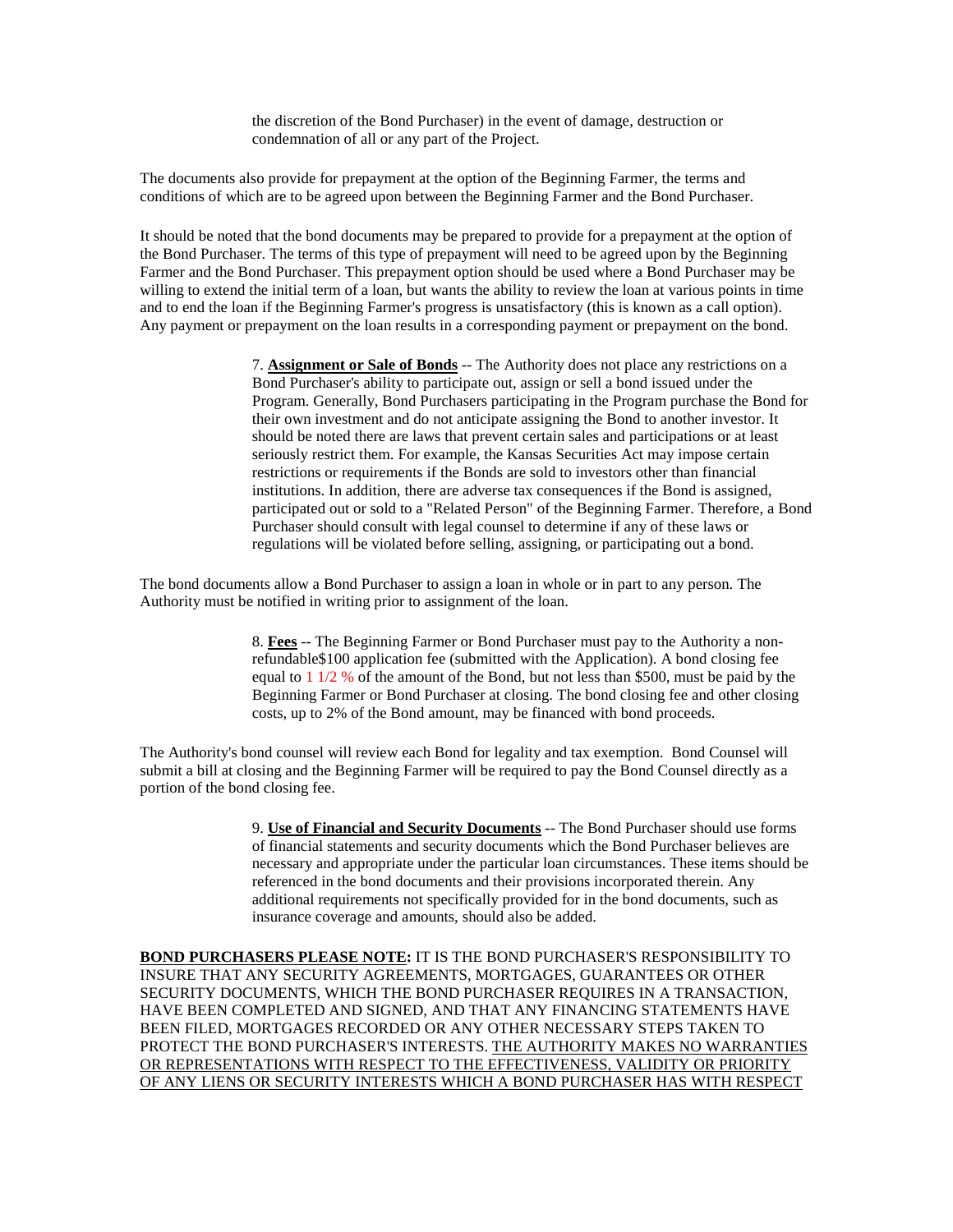the discretion of the Bond Purchaser) in the event of damage, destruction or condemnation of all or any part of the Project.

The documents also provide for prepayment at the option of the Beginning Farmer, the terms and conditions of which are to be agreed upon between the Beginning Farmer and the Bond Purchaser.

It should be noted that the bond documents may be prepared to provide for a prepayment at the option of the Bond Purchaser. The terms of this type of prepayment will need to be agreed upon by the Beginning Farmer and the Bond Purchaser. This prepayment option should be used where a Bond Purchaser may be willing to extend the initial term of a loan, but wants the ability to review the loan at various points in time and to end the loan if the Beginning Farmer's progress is unsatisfactory (this is known as a call option). Any payment or prepayment on the loan results in a corresponding payment or prepayment on the bond.

7. **Assignment or Sale of Bonds** -- The Authority does not place any restrictions on a Bond Purchaser's ability to participate out, assign or sell a bond issued under the Program. Generally, Bond Purchasers participating in the Program purchase the Bond for their own investment and do not anticipate assigning the Bond to another investor. It should be noted there are laws that prevent certain sales and participations or at least seriously restrict them. For example, the Kansas Securities Act may impose certain restrictions or requirements if the Bonds are sold to investors other than financial institutions. In addition, there are adverse tax consequences if the Bond is assigned, participated out or sold to a "Related Person" of the Beginning Farmer. Therefore, a Bond Purchaser should consult with legal counsel to determine if any of these laws or regulations will be violated before selling, assigning, or participating out a bond.

The bond documents allow a Bond Purchaser to assign a loan in whole or in part to any person. The Authority must be notified in writing prior to assignment of the loan.

8. **Fees** -- The Beginning Farmer or Bond Purchaser must pay to the Authority a non-refundable$100 application fee (submitted with the Application). A bond closing fee equal to 1 1/2 % of the amount of the Bond, but not less than $500, must be paid by the Beginning Farmer or Bond Purchaser at closing. The bond closing fee and other closing costs, up to 2% of the Bond amount, may be financed with bond proceeds.

The Authority's bond counsel will review each Bond for legality and tax exemption. Bond Counsel will submit a bill at closing and the Beginning Farmer will be required to pay the Bond Counsel directly as a portion of the bond closing fee.

9. **Use of Financial and Security Documents** -- The Bond Purchaser should use forms of financial statements and security documents which the Bond Purchaser believes are necessary and appropriate under the particular loan circumstances. These items should be referenced in the bond documents and their provisions incorporated therein. Any additional requirements not specifically provided for in the bond documents, such as insurance coverage and amounts, should also be added.

**BOND PURCHASERS PLEASE NOTE:** IT IS THE BOND PURCHASER'S RESPONSIBILITY TO INSURE THAT ANY SECURITY AGREEMENTS, MORTGAGES, GUARANTEES OR OTHER SECURITY DOCUMENTS, WHICH THE BOND PURCHASER REQUIRES IN A TRANSACTION, HAVE BEEN COMPLETED AND SIGNED, AND THAT ANY FINANCING STATEMENTS HAVE BEEN FILED, MORTGAGES RECORDED OR ANY OTHER NECESSARY STEPS TAKEN TO PROTECT THE BOND PURCHASER'S INTERESTS. THE AUTHORITY MAKES NO WARRANTIES OR REPRESENTATIONS WITH RESPECT TO THE EFFECTIVENESS, VALIDITY OR PRIORITY OF ANY LIENS OR SECURITY INTERESTS WHICH A BOND PURCHASER HAS WITH RESPECT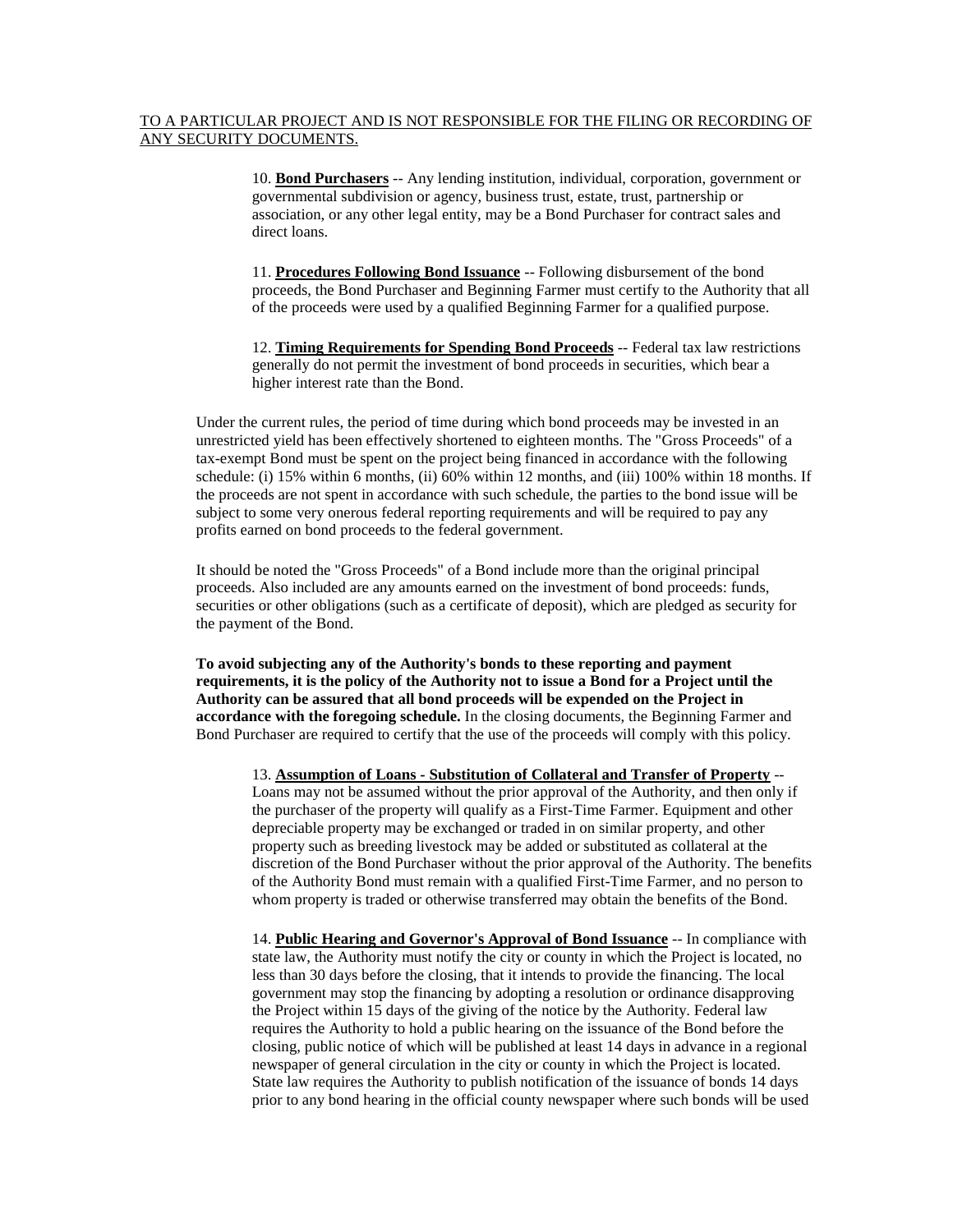<u>TO A PARTICULAR PROJECT AND IS NOT RESPONSIBLE FOR THE FILING OR RECORDING OF ANY SECURITY DOCUMENTS.</u>

10. **<u>Bond Purchasers</u>** -- Any lending institution, individual, corporation, government or governmental subdivision or agency, business trust, estate, trust, partnership or association, or any other legal entity, may be a Bond Purchaser for contract sales and direct loans.

11. **<u>Procedures Following Bond Issuance</u>** -- Following disbursement of the bond proceeds, the Bond Purchaser and Beginning Farmer must certify to the Authority that all of the proceeds were used by a qualified Beginning Farmer for a qualified purpose.

12. **<u>Timing Requirements for Spending Bond Proceeds</u>** -- Federal tax law restrictions generally do not permit the investment of bond proceeds in securities, which bear a higher interest rate than the Bond.

Under the current rules, the period of time during which bond proceeds may be invested in an unrestricted yield has been effectively shortened to eighteen months. The "Gross Proceeds" of a tax-exempt Bond must be spent on the project being financed in accordance with the following schedule: (i) 15% within 6 months, (ii) 60% within 12 months, and (iii) 100% within 18 months. If the proceeds are not spent in accordance with such schedule, the parties to the bond issue will be subject to some very onerous federal reporting requirements and will be required to pay any profits earned on bond proceeds to the federal government.

It should be noted the "Gross Proceeds" of a Bond include more than the original principal proceeds. Also included are any amounts earned on the investment of bond proceeds: funds, securities or other obligations (such as a certificate of deposit), which are pledged as security for the payment of the Bond.

**To avoid subjecting any of the Authority's bonds to these reporting and payment requirements, it is the policy of the Authority not to issue a Bond for a Project until the Authority can be assured that all bond proceeds will be expended on the Project in accordance with the foregoing schedule.** In the closing documents, the Beginning Farmer and Bond Purchaser are required to certify that the use of the proceeds will comply with this policy.

13. **<u>Assumption of Loans - Substitution of Collateral and Transfer of Property</u>** -- Loans may not be assumed without the prior approval of the Authority, and then only if the purchaser of the property will qualify as a First-Time Farmer. Equipment and other depreciable property may be exchanged or traded in on similar property, and other property such as breeding livestock may be added or substituted as collateral at the discretion of the Bond Purchaser without the prior approval of the Authority. The benefits of the Authority Bond must remain with a qualified First-Time Farmer, and no person to whom property is traded or otherwise transferred may obtain the benefits of the Bond.

14. **<u>Public Hearing and Governor's Approval of Bond Issuance</u>** -- In compliance with state law, the Authority must notify the city or county in which the Project is located, no less than 30 days before the closing, that it intends to provide the financing. The local government may stop the financing by adopting a resolution or ordinance disapproving the Project within 15 days of the giving of the notice by the Authority. Federal law requires the Authority to hold a public hearing on the issuance of the Bond before the closing, public notice of which will be published at least 14 days in advance in a regional newspaper of general circulation in the city or county in which the Project is located. State law requires the Authority to publish notification of the issuance of bonds 14 days prior to any bond hearing in the official county newspaper where such bonds will be used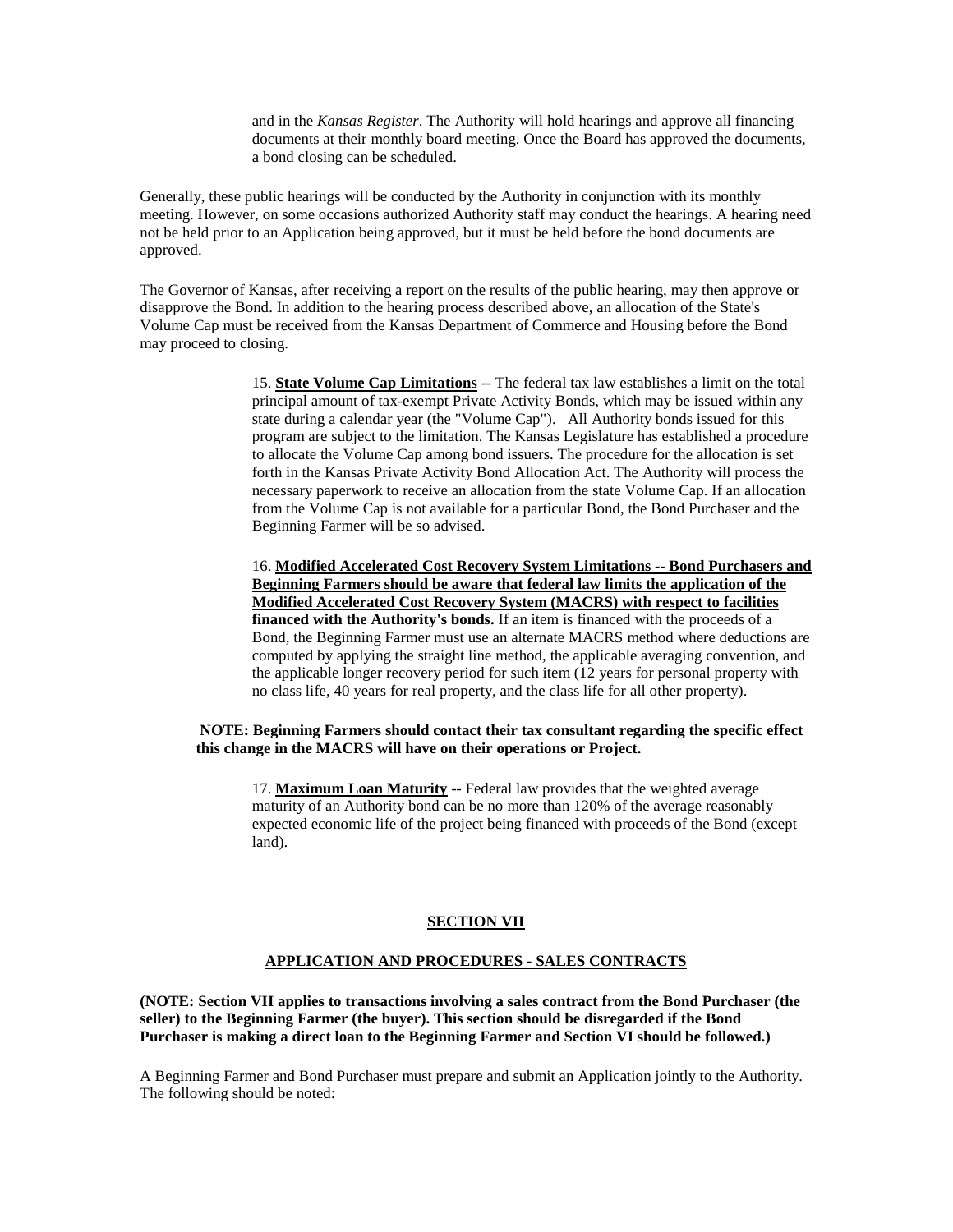and in the *Kansas Register*. The Authority will hold hearings and approve all financing documents at their monthly board meeting. Once the Board has approved the documents, a bond closing can be scheduled.

Generally, these public hearings will be conducted by the Authority in conjunction with its monthly meeting. However, on some occasions authorized Authority staff may conduct the hearings. A hearing need not be held prior to an Application being approved, but it must be held before the bond documents are approved.

The Governor of Kansas, after receiving a report on the results of the public hearing, may then approve or disapprove the Bond. In addition to the hearing process described above, an allocation of the State's Volume Cap must be received from the Kansas Department of Commerce and Housing before the Bond may proceed to closing.

15. **State Volume Cap Limitations** -- The federal tax law establishes a limit on the total principal amount of tax-exempt Private Activity Bonds, which may be issued within any state during a calendar year (the "Volume Cap"). All Authority bonds issued for this program are subject to the limitation. The Kansas Legislature has established a procedure to allocate the Volume Cap among bond issuers. The procedure for the allocation is set forth in the Kansas Private Activity Bond Allocation Act. The Authority will process the necessary paperwork to receive an allocation from the state Volume Cap. If an allocation from the Volume Cap is not available for a particular Bond, the Bond Purchaser and the Beginning Farmer will be so advised.

16. **Modified Accelerated Cost Recovery System Limitations -- Bond Purchasers and Beginning Farmers should be aware that federal law limits the application of the Modified Accelerated Cost Recovery System (MACRS) with respect to facilities financed with the Authority's bonds.** If an item is financed with the proceeds of a Bond, the Beginning Farmer must use an alternate MACRS method where deductions are computed by applying the straight line method, the applicable averaging convention, and the applicable longer recovery period for such item (12 years for personal property with no class life, 40 years for real property, and the class life for all other property).

**NOTE: Beginning Farmers should contact their tax consultant regarding the specific effect this change in the MACRS will have on their operations or Project.**

17. **Maximum Loan Maturity** -- Federal law provides that the weighted average maturity of an Authority bond can be no more than 120% of the average reasonably expected economic life of the project being financed with proceeds of the Bond (except land).

## SECTION VII

## APPLICATION AND PROCEDURES - SALES CONTRACTS

**(NOTE: Section VII applies to transactions involving a sales contract from the Bond Purchaser (the seller) to the Beginning Farmer (the buyer). This section should be disregarded if the Bond Purchaser is making a direct loan to the Beginning Farmer and Section VI should be followed.)**

A Beginning Farmer and Bond Purchaser must prepare and submit an Application jointly to the Authority. The following should be noted: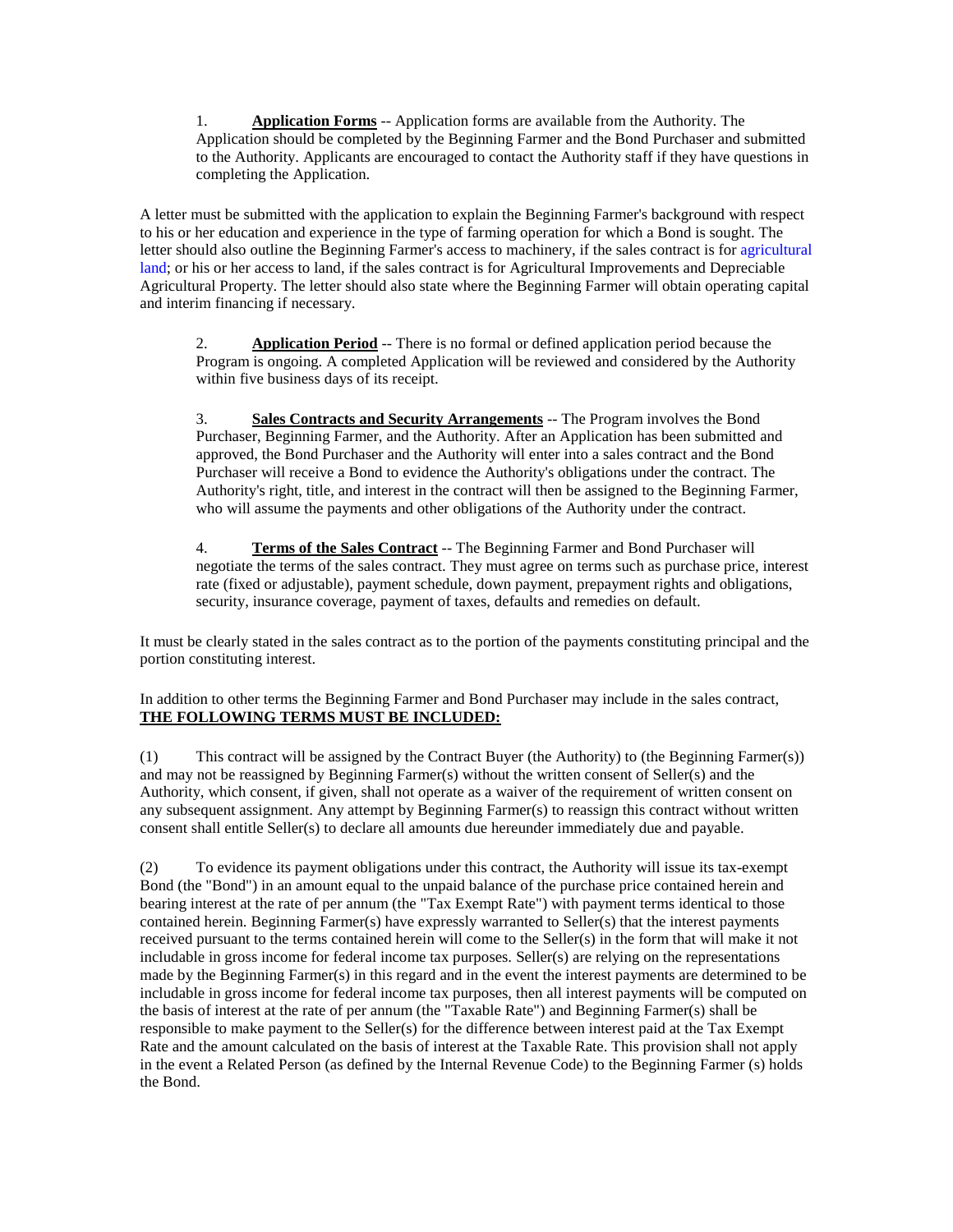1. **Application Forms** -- Application forms are available from the Authority. The Application should be completed by the Beginning Farmer and the Bond Purchaser and submitted to the Authority. Applicants are encouraged to contact the Authority staff if they have questions in completing the Application.

A letter must be submitted with the application to explain the Beginning Farmer's background with respect to his or her education and experience in the type of farming operation for which a Bond is sought. The letter should also outline the Beginning Farmer's access to machinery, if the sales contract is for agricultural land; or his or her access to land, if the sales contract is for Agricultural Improvements and Depreciable Agricultural Property. The letter should also state where the Beginning Farmer will obtain operating capital and interim financing if necessary.

2. **Application Period** -- There is no formal or defined application period because the Program is ongoing. A completed Application will be reviewed and considered by the Authority within five business days of its receipt.

3. **Sales Contracts and Security Arrangements** -- The Program involves the Bond Purchaser, Beginning Farmer, and the Authority. After an Application has been submitted and approved, the Bond Purchaser and the Authority will enter into a sales contract and the Bond Purchaser will receive a Bond to evidence the Authority's obligations under the contract. The Authority's right, title, and interest in the contract will then be assigned to the Beginning Farmer, who will assume the payments and other obligations of the Authority under the contract.

4. **Terms of the Sales Contract** -- The Beginning Farmer and Bond Purchaser will negotiate the terms of the sales contract. They must agree on terms such as purchase price, interest rate (fixed or adjustable), payment schedule, down payment, prepayment rights and obligations, security, insurance coverage, payment of taxes, defaults and remedies on default.

It must be clearly stated in the sales contract as to the portion of the payments constituting principal and the portion constituting interest.

In addition to other terms the Beginning Farmer and Bond Purchaser may include in the sales contract, **THE FOLLOWING TERMS MUST BE INCLUDED:**

(1) This contract will be assigned by the Contract Buyer (the Authority) to (the Beginning Farmer(s)) and may not be reassigned by Beginning Farmer(s) without the written consent of Seller(s) and the Authority, which consent, if given, shall not operate as a waiver of the requirement of written consent on any subsequent assignment. Any attempt by Beginning Farmer(s) to reassign this contract without written consent shall entitle Seller(s) to declare all amounts due hereunder immediately due and payable.

(2) To evidence its payment obligations under this contract, the Authority will issue its tax-exempt Bond (the "Bond") in an amount equal to the unpaid balance of the purchase price contained herein and bearing interest at the rate of per annum (the "Tax Exempt Rate") with payment terms identical to those contained herein. Beginning Farmer(s) have expressly warranted to Seller(s) that the interest payments received pursuant to the terms contained herein will come to the Seller(s) in the form that will make it not includable in gross income for federal income tax purposes. Seller(s) are relying on the representations made by the Beginning Farmer(s) in this regard and in the event the interest payments are determined to be includable in gross income for federal income tax purposes, then all interest payments will be computed on the basis of interest at the rate of per annum (the "Taxable Rate") and Beginning Farmer(s) shall be responsible to make payment to the Seller(s) for the difference between interest paid at the Tax Exempt Rate and the amount calculated on the basis of interest at the Taxable Rate. This provision shall not apply in the event a Related Person (as defined by the Internal Revenue Code) to the Beginning Farmer (s) holds the Bond.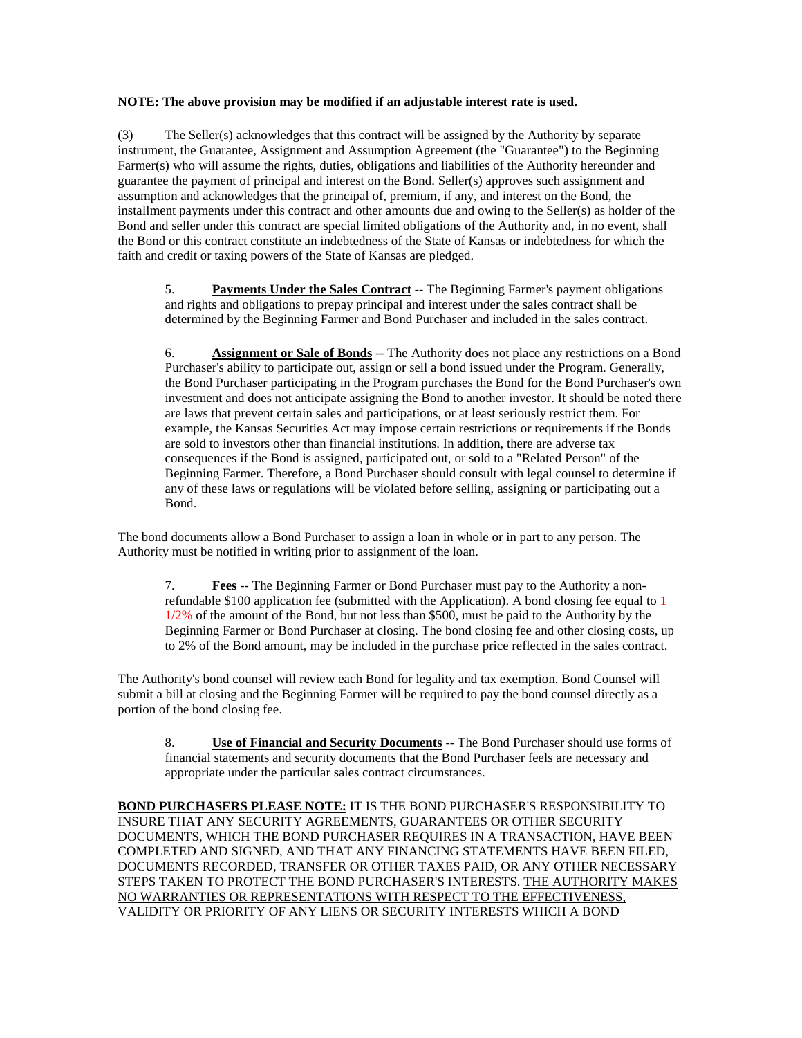**NOTE: The above provision may be modified if an adjustable interest rate is used.**

(3) The Seller(s) acknowledges that this contract will be assigned by the Authority by separate instrument, the Guarantee, Assignment and Assumption Agreement (the "Guarantee") to the Beginning Farmer(s) who will assume the rights, duties, obligations and liabilities of the Authority hereunder and guarantee the payment of principal and interest on the Bond. Seller(s) approves such assignment and assumption and acknowledges that the principal of, premium, if any, and interest on the Bond, the installment payments under this contract and other amounts due and owing to the Seller(s) as holder of the Bond and seller under this contract are special limited obligations of the Authority and, in no event, shall the Bond or this contract constitute an indebtedness of the State of Kansas or indebtedness for which the faith and credit or taxing powers of the State of Kansas are pledged.

5. **Payments Under the Sales Contract** -- The Beginning Farmer's payment obligations and rights and obligations to prepay principal and interest under the sales contract shall be determined by the Beginning Farmer and Bond Purchaser and included in the sales contract.

6. **Assignment or Sale of Bonds** -- The Authority does not place any restrictions on a Bond Purchaser's ability to participate out, assign or sell a bond issued under the Program. Generally, the Bond Purchaser participating in the Program purchases the Bond for the Bond Purchaser's own investment and does not anticipate assigning the Bond to another investor. It should be noted there are laws that prevent certain sales and participations, or at least seriously restrict them. For example, the Kansas Securities Act may impose certain restrictions or requirements if the Bonds are sold to investors other than financial institutions. In addition, there are adverse tax consequences if the Bond is assigned, participated out, or sold to a "Related Person" of the Beginning Farmer. Therefore, a Bond Purchaser should consult with legal counsel to determine if any of these laws or regulations will be violated before selling, assigning or participating out a Bond.

The bond documents allow a Bond Purchaser to assign a loan in whole or in part to any person. The Authority must be notified in writing prior to assignment of the loan.

7. **Fees** -- The Beginning Farmer or Bond Purchaser must pay to the Authority a non-refundable $100 application fee (submitted with the Application). A bond closing fee equal to 1 1/2% of the amount of the Bond, but not less than $500, must be paid to the Authority by the Beginning Farmer or Bond Purchaser at closing. The bond closing fee and other closing costs, up to 2% of the Bond amount, may be included in the purchase price reflected in the sales contract.

The Authority's bond counsel will review each Bond for legality and tax exemption. Bond Counsel will submit a bill at closing and the Beginning Farmer will be required to pay the bond counsel directly as a portion of the bond closing fee.

8. **Use of Financial and Security Documents** -- The Bond Purchaser should use forms of financial statements and security documents that the Bond Purchaser feels are necessary and appropriate under the particular sales contract circumstances.

**BOND PURCHASERS PLEASE NOTE:** IT IS THE BOND PURCHASER'S RESPONSIBILITY TO INSURE THAT ANY SECURITY AGREEMENTS, GUARANTEES OR OTHER SECURITY DOCUMENTS, WHICH THE BOND PURCHASER REQUIRES IN A TRANSACTION, HAVE BEEN COMPLETED AND SIGNED, AND THAT ANY FINANCING STATEMENTS HAVE BEEN FILED, DOCUMENTS RECORDED, TRANSFER OR OTHER TAXES PAID, OR ANY OTHER NECESSARY STEPS TAKEN TO PROTECT THE BOND PURCHASER'S INTERESTS. THE AUTHORITY MAKES NO WARRANTIES OR REPRESENTATIONS WITH RESPECT TO THE EFFECTIVENESS, VALIDITY OR PRIORITY OF ANY LIENS OR SECURITY INTERESTS WHICH A BOND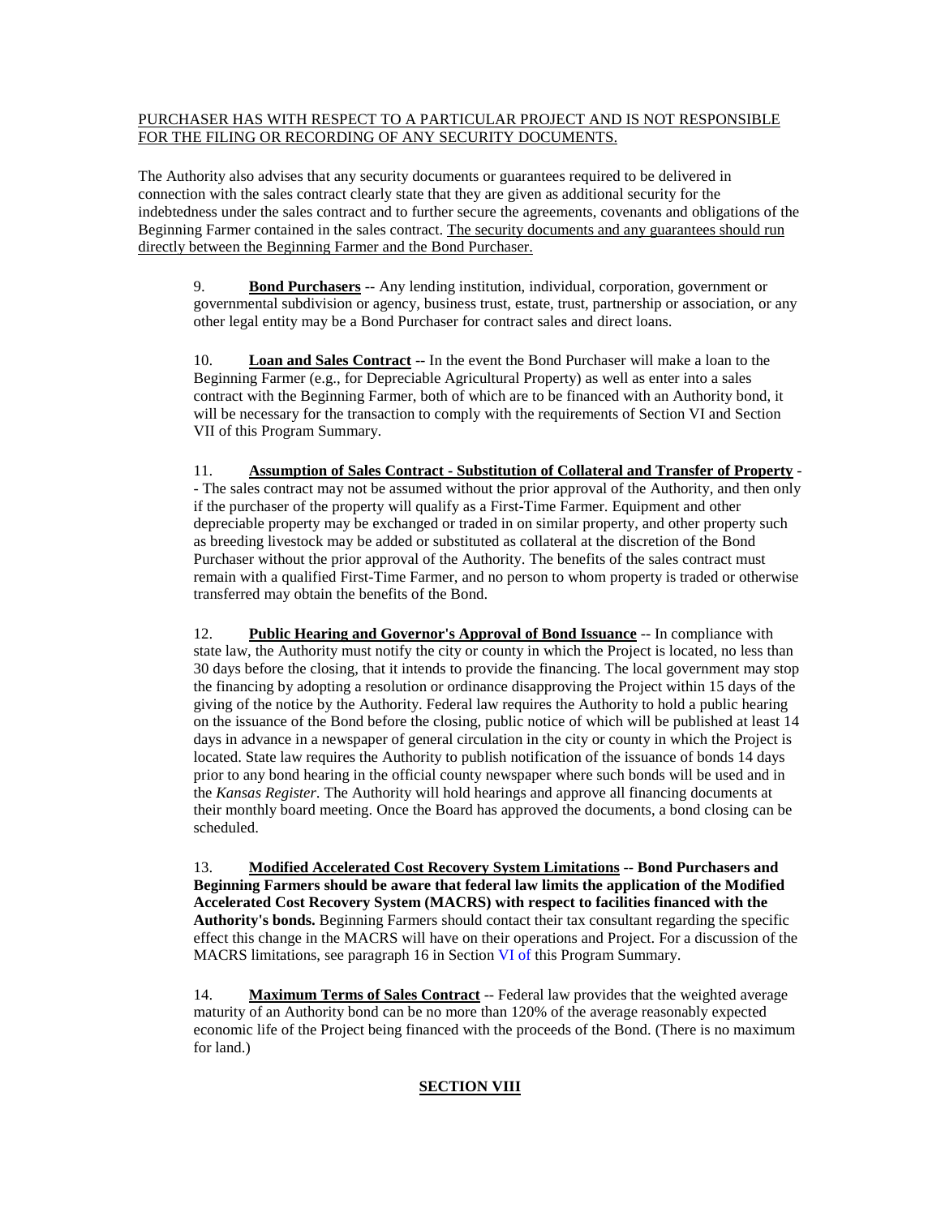PURCHASER HAS WITH RESPECT TO A PARTICULAR PROJECT AND IS NOT RESPONSIBLE FOR THE FILING OR RECORDING OF ANY SECURITY DOCUMENTS.

The Authority also advises that any security documents or guarantees required to be delivered in connection with the sales contract clearly state that they are given as additional security for the indebtedness under the sales contract and to further secure the agreements, covenants and obligations of the Beginning Farmer contained in the sales contract. The security documents and any guarantees should run directly between the Beginning Farmer and the Bond Purchaser.

9. **Bond Purchasers** -- Any lending institution, individual, corporation, government or governmental subdivision or agency, business trust, estate, trust, partnership or association, or any other legal entity may be a Bond Purchaser for contract sales and direct loans.

10. **Loan and Sales Contract** -- In the event the Bond Purchaser will make a loan to the Beginning Farmer (e.g., for Depreciable Agricultural Property) as well as enter into a sales contract with the Beginning Farmer, both of which are to be financed with an Authority bond, it will be necessary for the transaction to comply with the requirements of Section VI and Section VII of this Program Summary.

11. **Assumption of Sales Contract - Substitution of Collateral and Transfer of Property** -- The sales contract may not be assumed without the prior approval of the Authority, and then only if the purchaser of the property will qualify as a First-Time Farmer. Equipment and other depreciable property may be exchanged or traded in on similar property, and other property such as breeding livestock may be added or substituted as collateral at the discretion of the Bond Purchaser without the prior approval of the Authority. The benefits of the sales contract must remain with a qualified First-Time Farmer, and no person to whom property is traded or otherwise transferred may obtain the benefits of the Bond.

12. **Public Hearing and Governor's Approval of Bond Issuance** -- In compliance with state law, the Authority must notify the city or county in which the Project is located, no less than 30 days before the closing, that it intends to provide the financing. The local government may stop the financing by adopting a resolution or ordinance disapproving the Project within 15 days of the giving of the notice by the Authority. Federal law requires the Authority to hold a public hearing on the issuance of the Bond before the closing, public notice of which will be published at least 14 days in advance in a newspaper of general circulation in the city or county in which the Project is located. State law requires the Authority to publish notification of the issuance of bonds 14 days prior to any bond hearing in the official county newspaper where such bonds will be used and in the *Kansas Register*. The Authority will hold hearings and approve all financing documents at their monthly board meeting. Once the Board has approved the documents, a bond closing can be scheduled.

13. **Modified Accelerated Cost Recovery System Limitations** -- **Bond Purchasers and Beginning Farmers should be aware that federal law limits the application of the Modified Accelerated Cost Recovery System (MACRS) with respect to facilities financed with the Authority's bonds.** Beginning Farmers should contact their tax consultant regarding the specific effect this change in the MACRS will have on their operations and Project. For a discussion of the MACRS limitations, see paragraph 16 in Section VI of this Program Summary.

14. **Maximum Terms of Sales Contract** -- Federal law provides that the weighted average maturity of an Authority bond can be no more than 120% of the average reasonably expected economic life of the Project being financed with the proceeds of the Bond. (There is no maximum for land.)

## SECTION VIII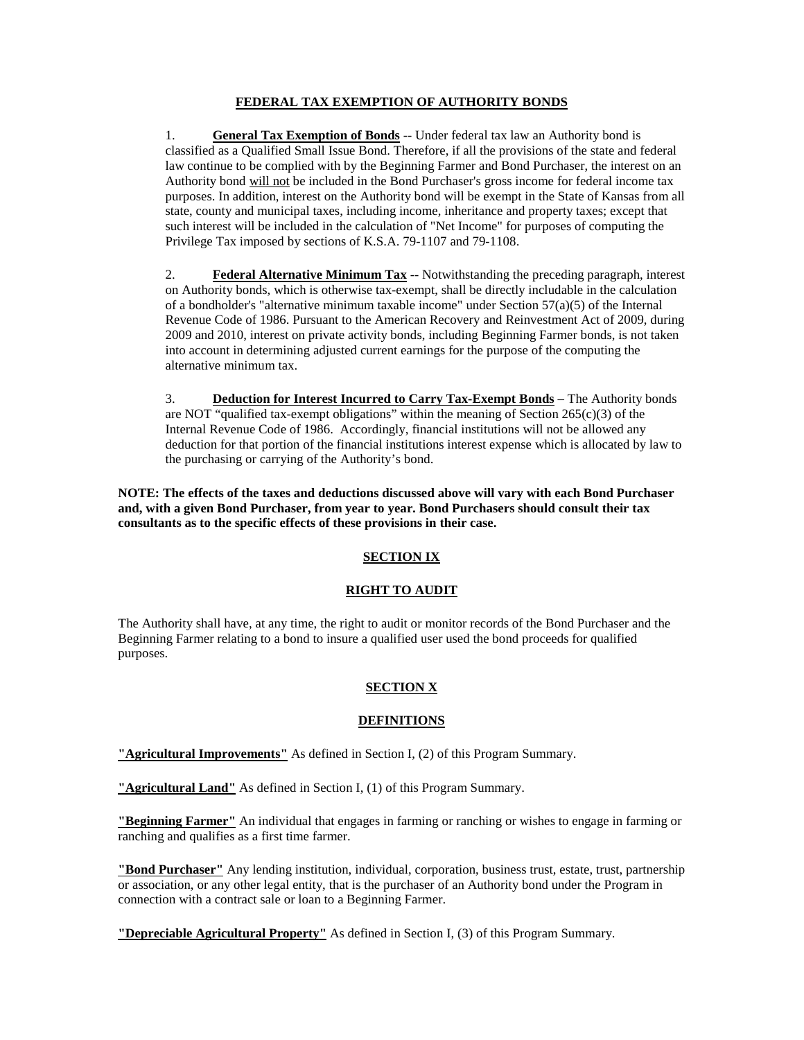## FEDERAL TAX EXEMPTION OF AUTHORITY BONDS

1. **General Tax Exemption of Bonds** -- Under federal tax law an Authority bond is classified as a Qualified Small Issue Bond. Therefore, if all the provisions of the state and federal law continue to be complied with by the Beginning Farmer and Bond Purchaser, the interest on an Authority bond will not be included in the Bond Purchaser's gross income for federal income tax purposes. In addition, interest on the Authority bond will be exempt in the State of Kansas from all state, county and municipal taxes, including income, inheritance and property taxes; except that such interest will be included in the calculation of "Net Income" for purposes of computing the Privilege Tax imposed by sections of K.S.A. 79-1107 and 79-1108.

2. **Federal Alternative Minimum Tax** -- Notwithstanding the preceding paragraph, interest on Authority bonds, which is otherwise tax-exempt, shall be directly includable in the calculation of a bondholder's "alternative minimum taxable income" under Section 57(a)(5) of the Internal Revenue Code of 1986. Pursuant to the American Recovery and Reinvestment Act of 2009, during 2009 and 2010, interest on private activity bonds, including Beginning Farmer bonds, is not taken into account in determining adjusted current earnings for the purpose of the computing the alternative minimum tax.

3. **Deduction for Interest Incurred to Carry Tax-Exempt Bonds** – The Authority bonds are NOT "qualified tax-exempt obligations" within the meaning of Section 265(c)(3) of the Internal Revenue Code of 1986. Accordingly, financial institutions will not be allowed any deduction for that portion of the financial institutions interest expense which is allocated by law to the purchasing or carrying of the Authority's bond.

**NOTE: The effects of the taxes and deductions discussed above will vary with each Bond Purchaser and, with a given Bond Purchaser, from year to year. Bond Purchasers should consult their tax consultants as to the specific effects of these provisions in their case.**

## SECTION IX

## RIGHT TO AUDIT

The Authority shall have, at any time, the right to audit or monitor records of the Bond Purchaser and the Beginning Farmer relating to a bond to insure a qualified user used the bond proceeds for qualified purposes.

## SECTION X

## DEFINITIONS

**"Agricultural Improvements"** As defined in Section I, (2) of this Program Summary.

**"Agricultural Land"** As defined in Section I, (1) of this Program Summary.

**"Beginning Farmer"** An individual that engages in farming or ranching or wishes to engage in farming or ranching and qualifies as a first time farmer.

**"Bond Purchaser"** Any lending institution, individual, corporation, business trust, estate, trust, partnership or association, or any other legal entity, that is the purchaser of an Authority bond under the Program in connection with a contract sale or loan to a Beginning Farmer.

**"Depreciable Agricultural Property"** As defined in Section I, (3) of this Program Summary.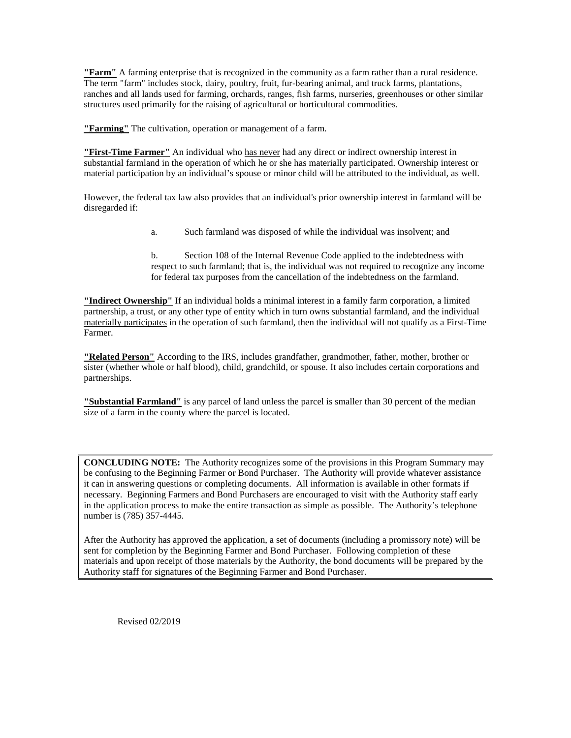**"Farm"** A farming enterprise that is recognized in the community as a farm rather than a rural residence. The term "farm" includes stock, dairy, poultry, fruit, fur-bearing animal, and truck farms, plantations, ranches and all lands used for farming, orchards, ranges, fish farms, nurseries, greenhouses or other similar structures used primarily for the raising of agricultural or horticultural commodities.

**"Farming"** The cultivation, operation or management of a farm.

**"First-Time Farmer"** An individual who has never had any direct or indirect ownership interest in substantial farmland in the operation of which he or she has materially participated. Ownership interest or material participation by an individual's spouse or minor child will be attributed to the individual, as well.

However, the federal tax law also provides that an individual's prior ownership interest in farmland will be disregarded if:

a. Such farmland was disposed of while the individual was insolvent; and

b. Section 108 of the Internal Revenue Code applied to the indebtedness with respect to such farmland; that is, the individual was not required to recognize any income for federal tax purposes from the cancellation of the indebtedness on the farmland.

**"Indirect Ownership"** If an individual holds a minimal interest in a family farm corporation, a limited partnership, a trust, or any other type of entity which in turn owns substantial farmland, and the individual materially participates in the operation of such farmland, then the individual will not qualify as a First-Time Farmer.

**"Related Person"** According to the IRS, includes grandfather, grandmother, father, mother, brother or sister (whether whole or half blood), child, grandchild, or spouse. It also includes certain corporations and partnerships.

**"Substantial Farmland"** is any parcel of land unless the parcel is smaller than 30 percent of the median size of a farm in the county where the parcel is located.

**CONCLUDING NOTE:** The Authority recognizes some of the provisions in this Program Summary may be confusing to the Beginning Farmer or Bond Purchaser. The Authority will provide whatever assistance it can in answering questions or completing documents. All information is available in other formats if necessary. Beginning Farmers and Bond Purchasers are encouraged to visit with the Authority staff early in the application process to make the entire transaction as simple as possible. The Authority's telephone number is (785) 357-4445.

After the Authority has approved the application, a set of documents (including a promissory note) will be sent for completion by the Beginning Farmer and Bond Purchaser. Following completion of these materials and upon receipt of those materials by the Authority, the bond documents will be prepared by the Authority staff for signatures of the Beginning Farmer and Bond Purchaser.

Revised 02/2019